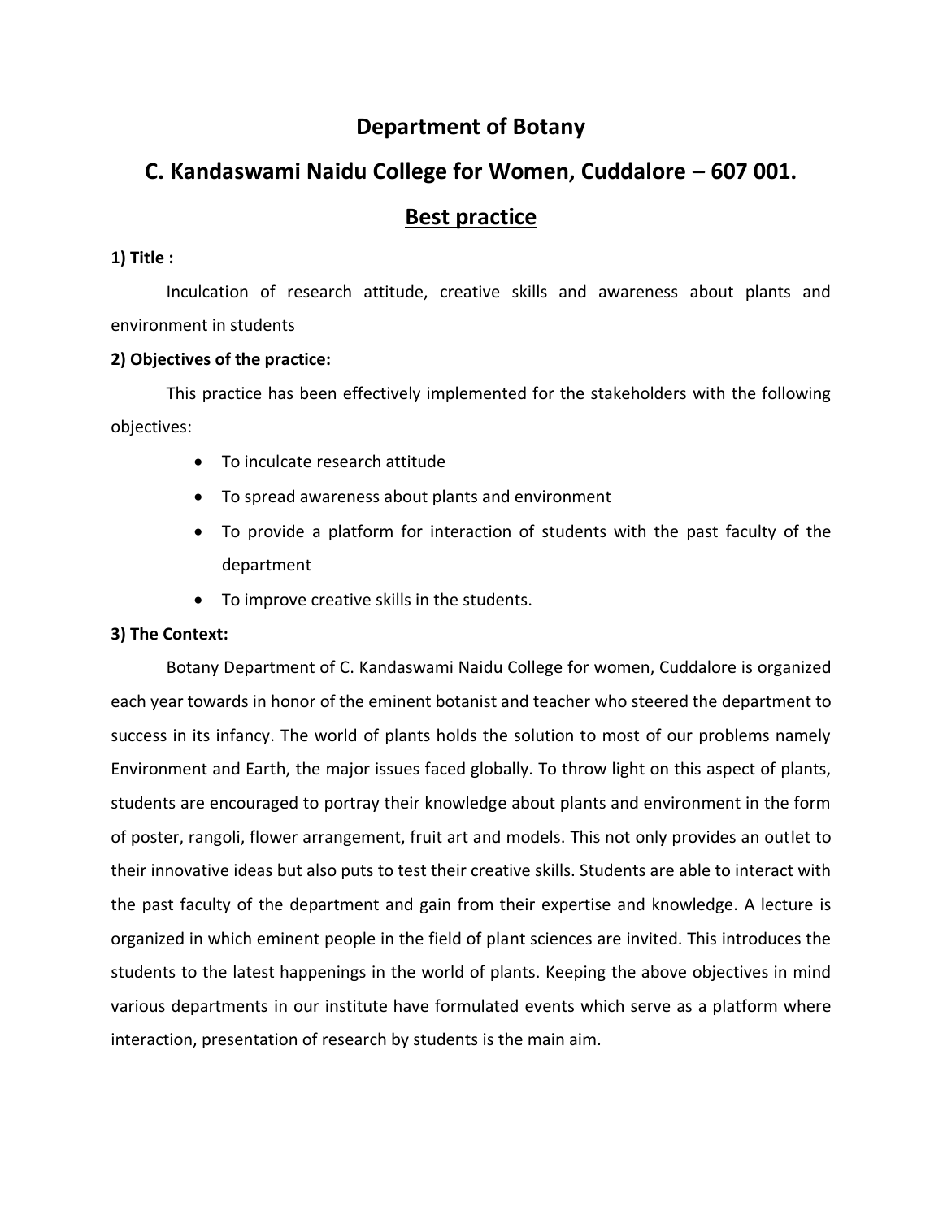# Department of Botany

## C. Kandaswami Naidu College for Women, Cuddalore – 607 001.

## Best practice

**1) Title :**

Inculcation of research attitude, creative skills and awareness about plants and environment in students

**2) Objectives of the practice:**

This practice has been effectively implemented for the stakeholders with the following objectives:

- To inculcate research attitude
- To spread awareness about plants and environment
- To provide a platform for interaction of students with the past faculty of the department
- To improve creative skills in the students.

**3) The Context:**

Botany Department of C. Kandaswami Naidu College for women, Cuddalore is organized each year towards in honor of the eminent botanist and teacher who steered the department to success in its infancy. The world of plants holds the solution to most of our problems namely Environment and Earth, the major issues faced globally. To throw light on this aspect of plants, students are encouraged to portray their knowledge about plants and environment in the form of poster, rangoli, flower arrangement, fruit art and models. This not only provides an outlet to their innovative ideas but also puts to test their creative skills. Students are able to interact with the past faculty of the department and gain from their expertise and knowledge. A lecture is organized in which eminent people in the field of plant sciences are invited. This introduces the students to the latest happenings in the world of plants. Keeping the above objectives in mind various departments in our institute have formulated events which serve as a platform where interaction, presentation of research by students is the main aim.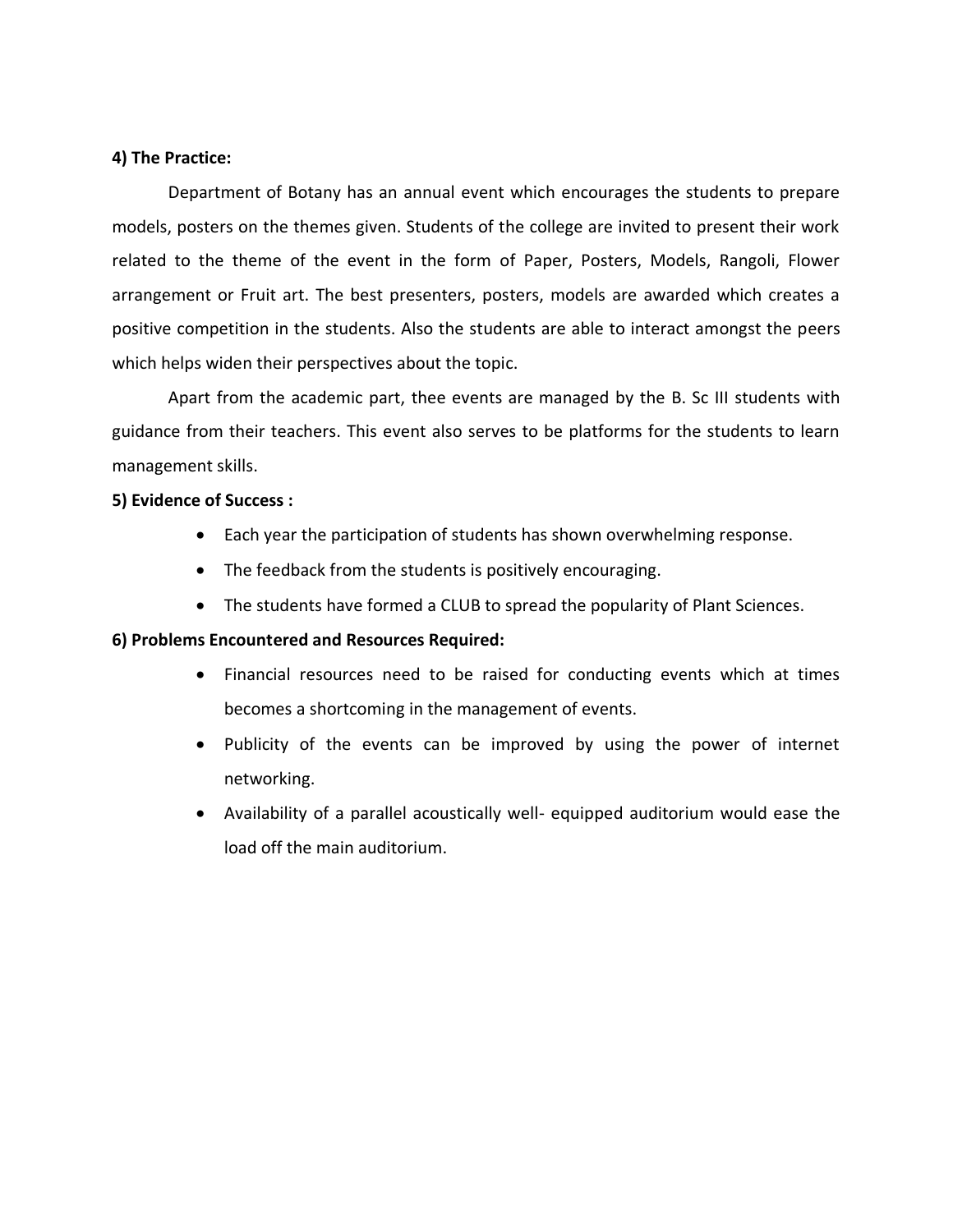**4) The Practice:**

Department of Botany has an annual event which encourages the students to prepare models, posters on the themes given. Students of the college are invited to present their work related to the theme of the event in the form of Paper, Posters, Models, Rangoli, Flower arrangement or Fruit art. The best presenters, posters, models are awarded which creates a positive competition in the students. Also the students are able to interact amongst the peers which helps widen their perspectives about the topic.

Apart from the academic part, thee events are managed by the B. Sc III students with guidance from their teachers. This event also serves to be platforms for the students to learn management skills.

**5) Evidence of Success :**

- Each year the participation of students has shown overwhelming response.
- The feedback from the students is positively encouraging.
- The students have formed a CLUB to spread the popularity of Plant Sciences.

**6) Problems Encountered and Resources Required:**

- Financial resources need to be raised for conducting events which at times becomes a shortcoming in the management of events.
- Publicity of the events can be improved by using the power of internet networking.
- Availability of a parallel acoustically well- equipped auditorium would ease the load off the main auditorium.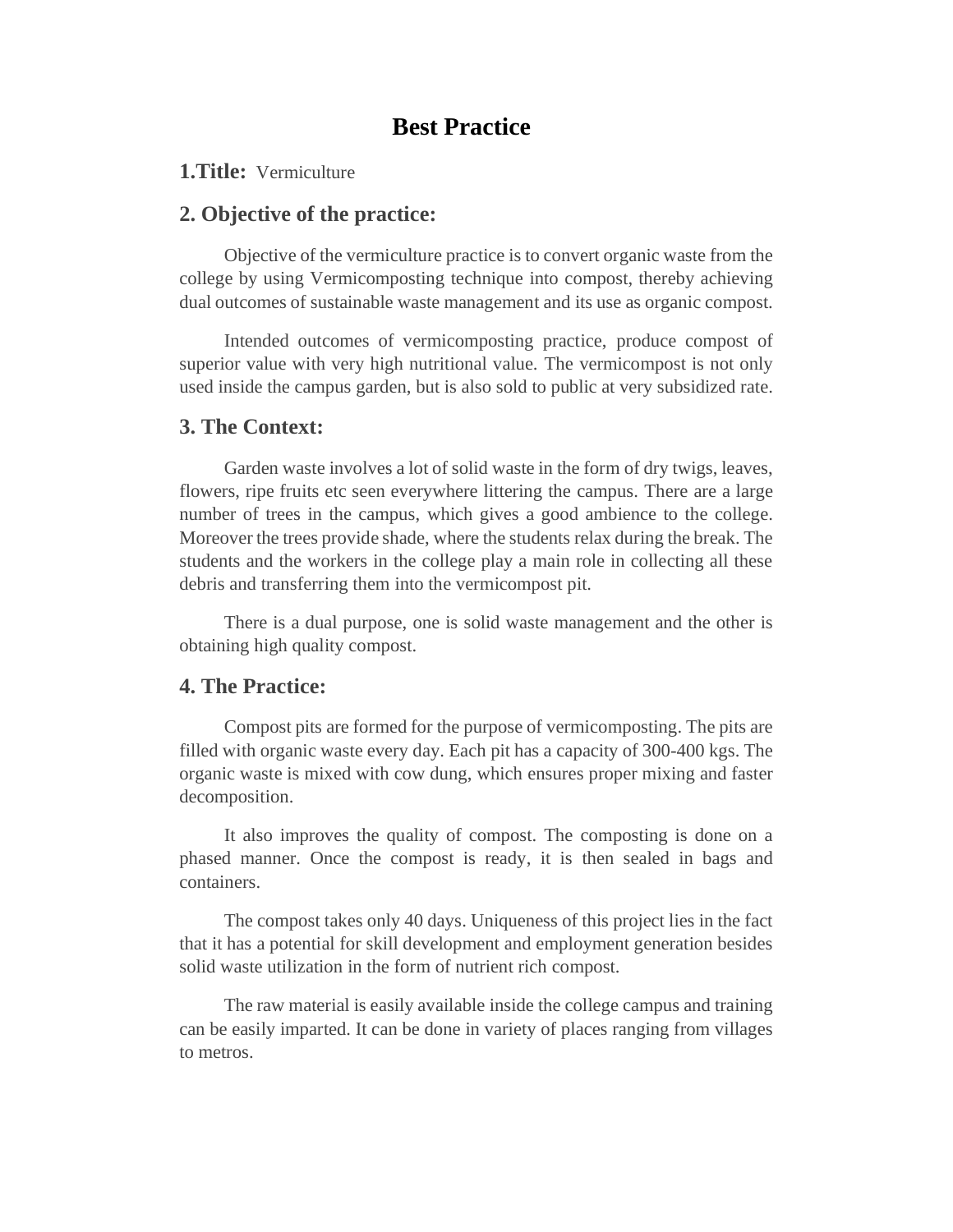# Best Practice

## 1.Title: Vermiculture

## 2. Objective of the practice:

Objective of the vermiculture practice is to convert organic waste from the college by using Vermicomposting technique into compost, thereby achieving dual outcomes of sustainable waste management and its use as organic compost.

Intended outcomes of vermicomposting practice, produce compost of superior value with very high nutritional value. The vermicompost is not only used inside the campus garden, but is also sold to public at very subsidized rate.

## 3. The Context:

Garden waste involves a lot of solid waste in the form of dry twigs, leaves, flowers, ripe fruits etc seen everywhere littering the campus. There are a large number of trees in the campus, which gives a good ambience to the college. Moreover the trees provide shade, where the students relax during the break. The students and the workers in the college play a main role in collecting all these debris and transferring them into the vermicompost pit.

There is a dual purpose, one is solid waste management and the other is obtaining high quality compost.

## 4. The Practice:

Compost pits are formed for the purpose of vermicomposting. The pits are filled with organic waste every day. Each pit has a capacity of 300-400 kgs. The organic waste is mixed with cow dung, which ensures proper mixing and faster decomposition.

It also improves the quality of compost. The composting is done on a phased manner. Once the compost is ready, it is then sealed in bags and containers.

The compost takes only 40 days. Uniqueness of this project lies in the fact that it has a potential for skill development and employment generation besides solid waste utilization in the form of nutrient rich compost.

The raw material is easily available inside the college campus and training can be easily imparted. It can be done in variety of places ranging from villages to metros.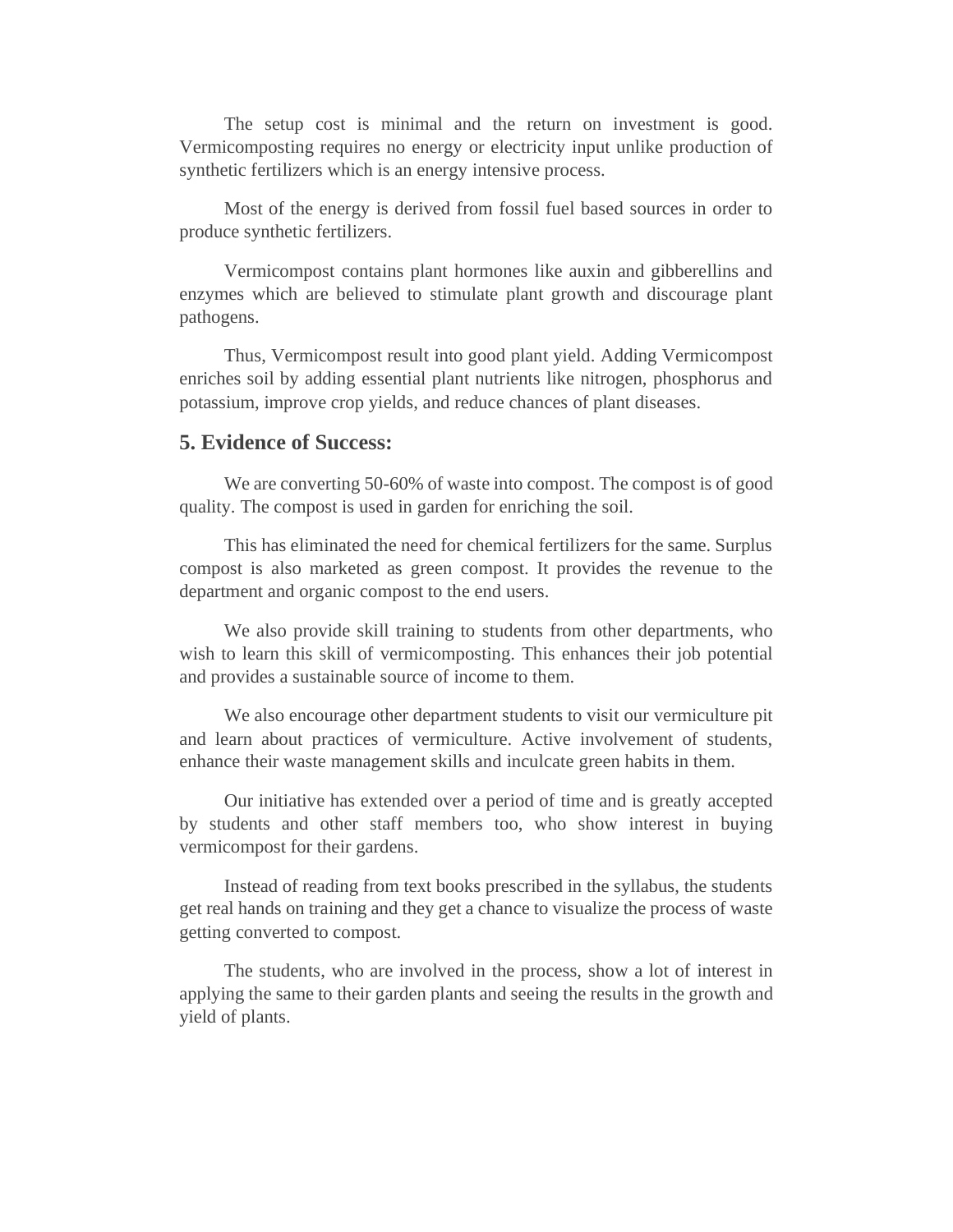The setup cost is minimal and the return on investment is good. Vermicomposting requires no energy or electricity input unlike production of synthetic fertilizers which is an energy intensive process.

Most of the energy is derived from fossil fuel based sources in order to produce synthetic fertilizers.

Vermicompost contains plant hormones like auxin and gibberellins and enzymes which are believed to stimulate plant growth and discourage plant pathogens.

Thus, Vermicompost result into good plant yield. Adding Vermicompost enriches soil by adding essential plant nutrients like nitrogen, phosphorus and potassium, improve crop yields, and reduce chances of plant diseases.

## 5. Evidence of Success:

We are converting 50-60% of waste into compost. The compost is of good quality. The compost is used in garden for enriching the soil.

This has eliminated the need for chemical fertilizers for the same. Surplus compost is also marketed as green compost. It provides the revenue to the department and organic compost to the end users.

We also provide skill training to students from other departments, who wish to learn this skill of vermicomposting. This enhances their job potential and provides a sustainable source of income to them.

We also encourage other department students to visit our vermiculture pit and learn about practices of vermiculture. Active involvement of students, enhance their waste management skills and inculcate green habits in them.

Our initiative has extended over a period of time and is greatly accepted by students and other staff members too, who show interest in buying vermicompost for their gardens.

Instead of reading from text books prescribed in the syllabus, the students get real hands on training and they get a chance to visualize the process of waste getting converted to compost.

The students, who are involved in the process, show a lot of interest in applying the same to their garden plants and seeing the results in the growth and yield of plants.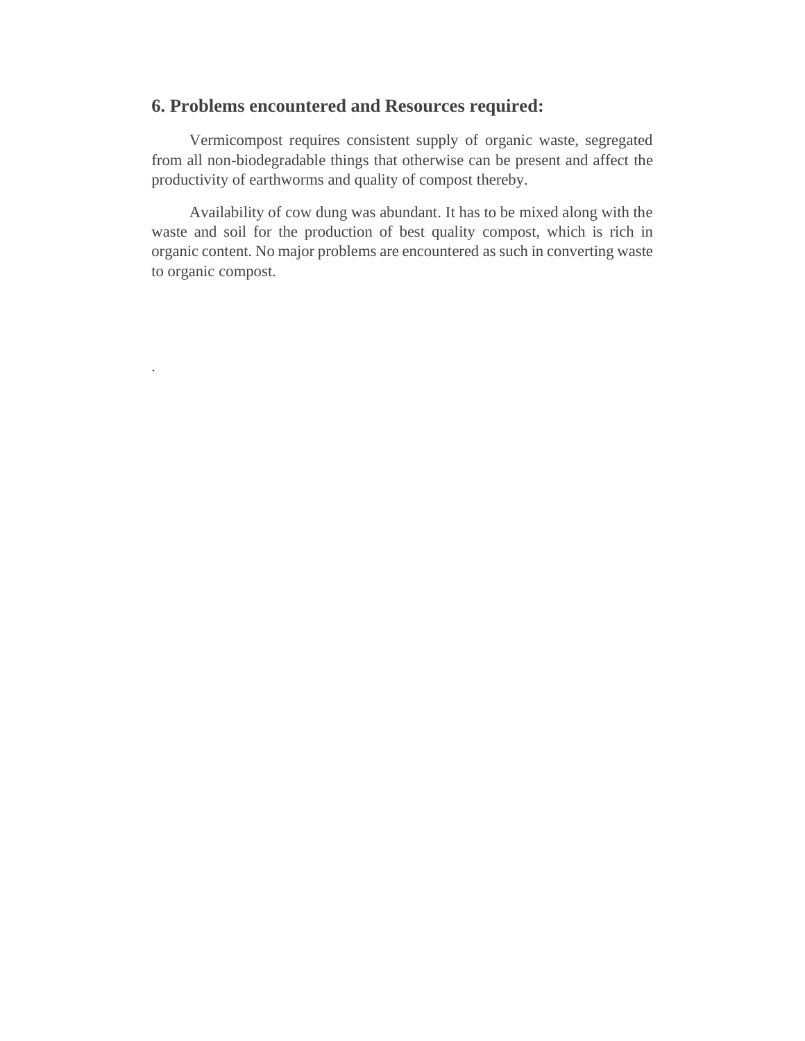## 6. Problems encountered and Resources required:

Vermicompost requires consistent supply of organic waste, segregated from all non-biodegradable things that otherwise can be present and affect the productivity of earthworms and quality of compost thereby.

Availability of cow dung was abundant. It has to be mixed along with the waste and soil for the production of best quality compost, which is rich in organic content. No major problems are encountered as such in converting waste to organic compost.

.